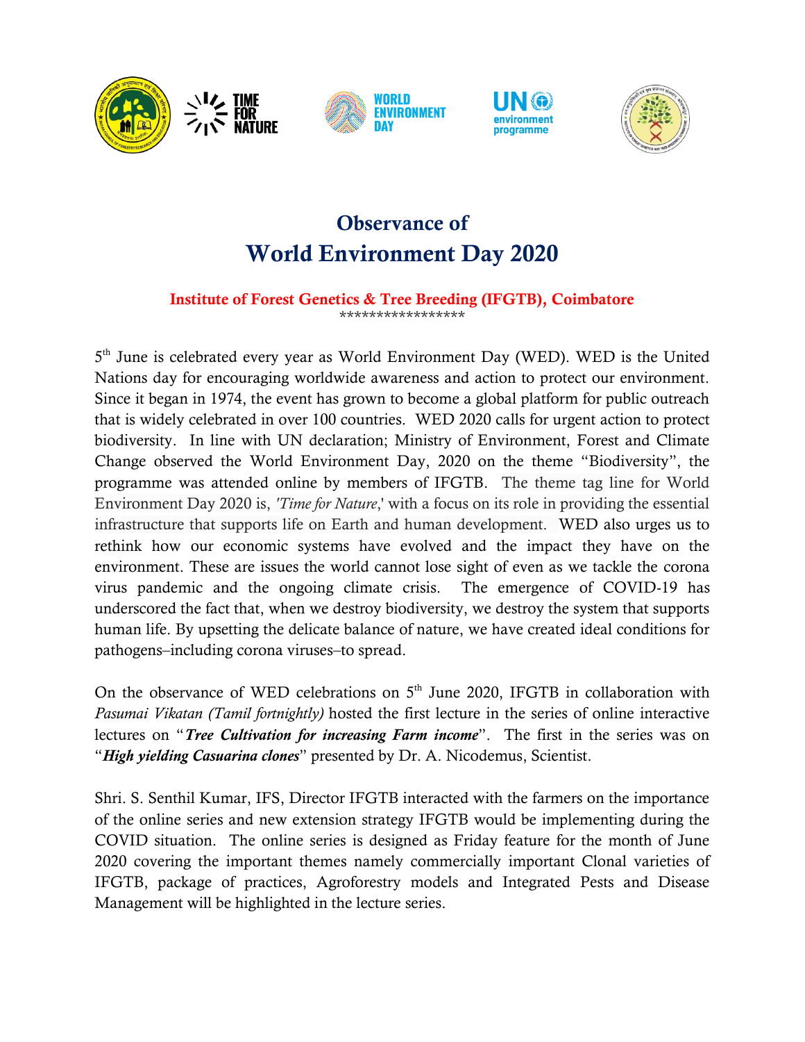# Observance of World Environment Day 2020

**Institute of Forest Genetics & Tree Breeding (IFGTB), Coimbatore**

*****************

5th June is celebrated every year as World Environment Day (WED). WED is the United Nations day for encouraging worldwide awareness and action to protect our environment. Since it began in 1974, the event has grown to become a global platform for public outreach that is widely celebrated in over 100 countries. WED 2020 calls for urgent action to protect biodiversity. In line with UN declaration; Ministry of Environment, Forest and Climate Change observed the World Environment Day, 2020 on the theme "Biodiversity", the programme was attended online by members of IFGTB. The theme tag line for World Environment Day 2020 is, *'Time for Nature*,' with a focus on its role in providing the essential infrastructure that supports life on Earth and human development. WED also urges us to rethink how our economic systems have evolved and the impact they have on the environment. These are issues the world cannot lose sight of even as we tackle the corona virus pandemic and the ongoing climate crisis. The emergence of COVID-19 has underscored the fact that, when we destroy biodiversity, we destroy the system that supports human life. By upsetting the delicate balance of nature, we have created ideal conditions for pathogens–including corona viruses–to spread.

On the observance of WED celebrations on 5th June 2020, IFGTB in collaboration with *Pasumai Vikatan (Tamil fortnightly)* hosted the first lecture in the series of online interactive lectures on "***Tree Cultivation for increasing Farm income***". The first in the series was on "***High yielding Casuarina clones***" presented by Dr. A. Nicodemus, Scientist.

Shri. S. Senthil Kumar, IFS, Director IFGTB interacted with the farmers on the importance of the online series and new extension strategy IFGTB would be implementing during the COVID situation. The online series is designed as Friday feature for the month of June 2020 covering the important themes namely commercially important Clonal varieties of IFGTB, package of practices, Agroforestry models and Integrated Pests and Disease Management will be highlighted in the lecture series.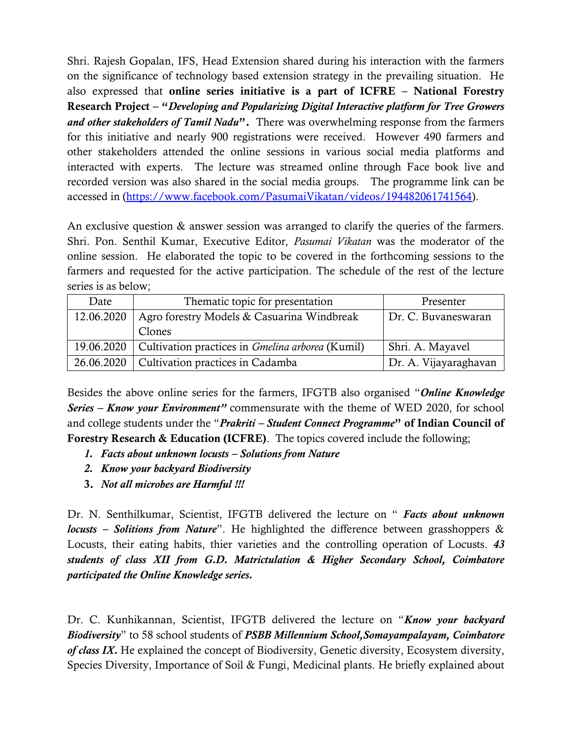Shri. Rajesh Gopalan, IFS, Head Extension shared during his interaction with the farmers on the significance of technology based extension strategy in the prevailing situation. He also expressed that **online series initiative is a part of ICFRE – National Forestry Research Project – "*Developing and Popularizing Digital Interactive platform for Tree Growers and other stakeholders of Tamil Nadu*".** There was overwhelming response from the farmers for this initiative and nearly 900 registrations were received. However 490 farmers and other stakeholders attended the online sessions in various social media platforms and interacted with experts. The lecture was streamed online through Face book live and recorded version was also shared in the social media groups. The programme link can be accessed in (https://www.facebook.com/PasumaiVikatan/videos/194482061741564).

An exclusive question & answer session was arranged to clarify the queries of the farmers. Shri. Pon. Senthil Kumar, Executive Editor, *Pasumai Vikatan* was the moderator of the online session. He elaborated the topic to be covered in the forthcoming sessions to the farmers and requested for the active participation. The schedule of the rest of the lecture series is as below;

| Date | Thematic topic for presentation | Presenter |
|---|---|---|
| 12.06.2020 | Agro forestry Models & Casuarina Windbreak Clones | Dr. C. Buvaneswaran |
| 19.06.2020 | Cultivation practices in *Gmelina arborea* (Kumil) | Shri. A. Mayavel |
| 26.06.2020 | Cultivation practices in Cadamba | Dr. A. Vijayaraghavan |

Besides the above online series for the farmers, IFGTB also organised "***Online Knowledge Series – Know your Environment"*** commensurate with the theme of WED 2020, for school and college students under the "***Prakriti – Student Connect Programme*" of Indian Council of Forestry Research & Education (ICFRE)**. The topics covered include the following;

1. ***Facts about unknown locusts – Solutions from Nature***
2. ***Know your backyard Biodiversity***
3. ***Not all microbes are Harmful !!!***

Dr. N. Senthilkumar, Scientist, IFGTB delivered the lecture on " ***Facts about unknown locusts – Solitions from Nature***". He highlighted the difference between grasshoppers & Locusts, their eating habits, thier varieties and the controlling operation of Locusts. ***43 students of class XII from G.D. Matrictulation & Higher Secondary School, Coimbatore participated the Online Knowledge series.***

Dr. C. Kunhikannan, Scientist, IFGTB delivered the lecture on "***Know your backyard Biodiversity***" to 58 school students of ***PSBB Millennium School,Somayampalayam, Coimbatore of class IX.*** He explained the concept of Biodiversity, Genetic diversity, Ecosystem diversity, Species Diversity, Importance of Soil & Fungi, Medicinal plants. He briefly explained about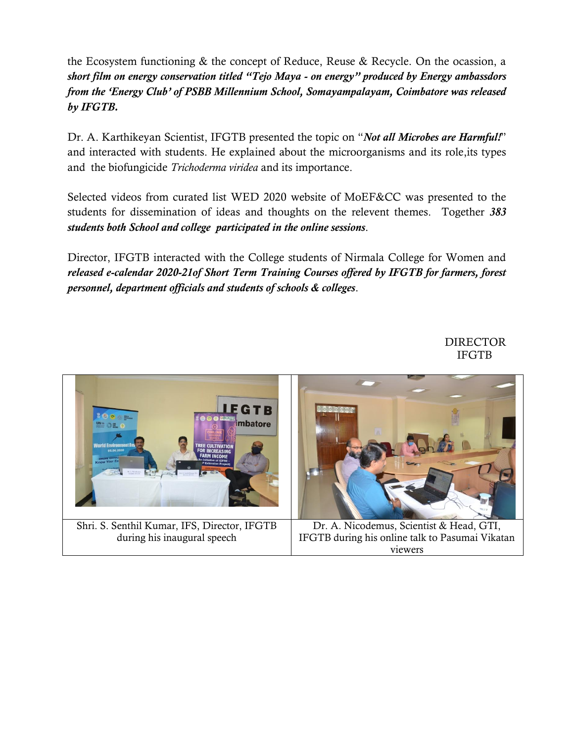the Ecosystem functioning & the concept of Reduce, Reuse & Recycle. On the ocassion, a ***short film on energy conservation titled "Tejo Maya - on energy" produced by Energy ambassdors from the 'Energy Club' of PSBB Millennium School, Somayampalayam, Coimbatore was released by IFGTB.***

Dr. A. Karthikeyan Scientist, IFGTB presented the topic on "***Not all Microbes are Harmful!***" and interacted with students. He explained about the microorganisms and its role,its types and the biofungicide *Trichoderma viridea* and its importance.

Selected videos from curated list WED 2020 website of MoEF&CC was presented to the students for dissemination of ideas and thoughts on the relevent themes. Together ***383 students both School and college participated in the online sessions***.

Director, IFGTB interacted with the College students of Nirmala College for Women and ***released e-calendar 2020-21of Short Term Training Courses offered by IFGTB for farmers, forest personnel, department officials and students of schools & colleges***.

DIRECTOR
IFGTB

| Shri. S. Senthil Kumar, IFS, Director, IFGTB during his inaugural speech | Dr. A. Nicodemus, Scientist & Head, GTI, IFGTB during his online talk to Pasumai Vikatan viewers |
|---|---|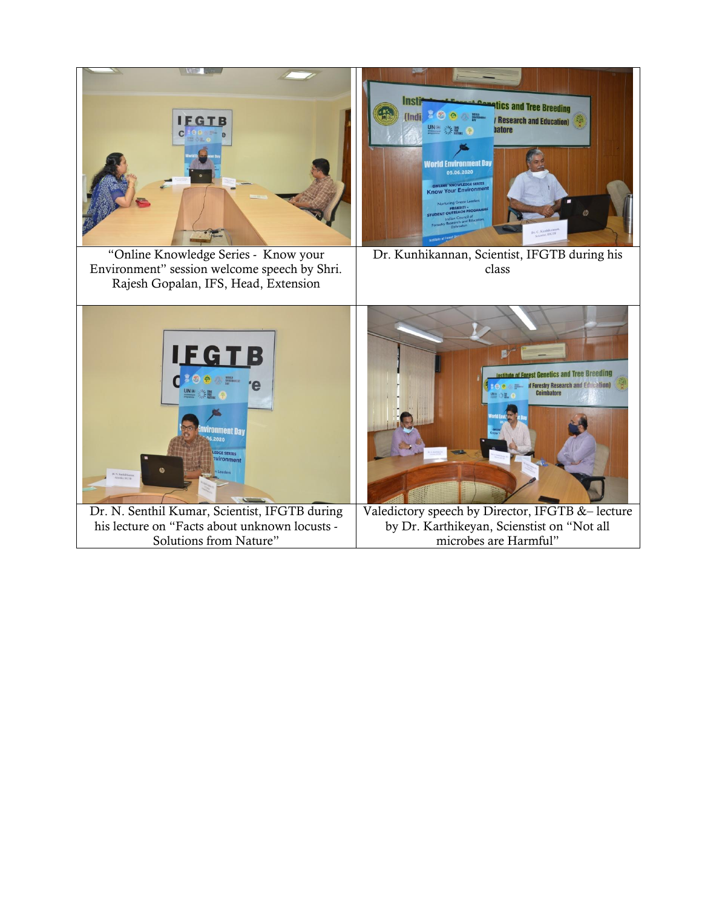| | |
|---|---|
| "Online Knowledge Series - Know your Environment" session welcome speech by Shri. Rajesh Gopalan, IFS, Head, Extension | Dr. Kunhikannan, Scientist, IFGTB during his class |
| Dr. N. Senthil Kumar, Scientist, IFGTB during his lecture on "Facts about unknown locusts - Solutions from Nature" | Valedictory speech by Director, IFGTB &– lecture by Dr. Karthikeyan, Scienstist on "Not all microbes are Harmful" |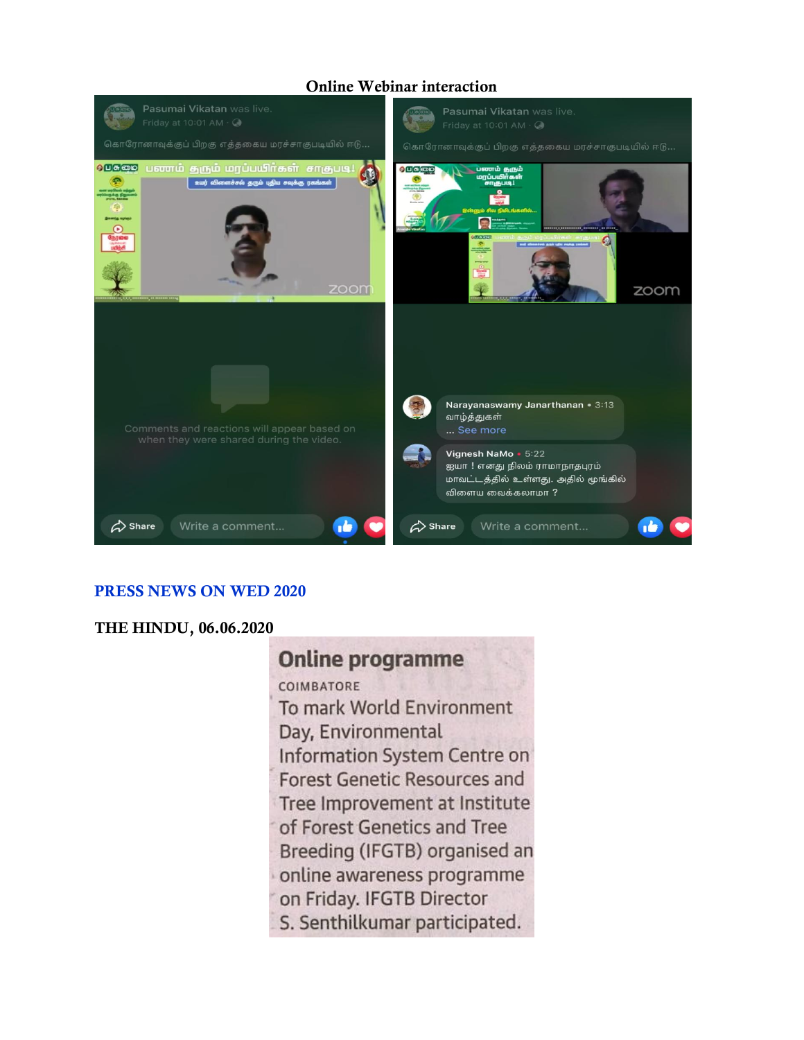**Online Webinar interaction**

Pasumai Vikatan was live.
Friday at 10:01 AM

கொரோனாவுக்குப் பிறகு எத்தகைய மரச்சாகுபடியில் ஈடு...

Comments and reactions will appear based on when they were shared during the video.

Share | Write a comment...

Pasumai Vikatan was live.
Friday at 10:01 AM

கொரோனாவுக்குப் பிறகு எத்தகைய மரச்சாகுபடியில் ஈடு...

Narayanaswamy Janarthanan • 3:13
வாழ்த்துகள்
... See more

Vignesh NaMo • 5:22
ஐயா ! எனது நிலம் ராமநாதபுரம் மாவட்டத்தில் உள்ளது. அதில் மூங்கில் விளைய வைக்கலாமா ?

Share | Write a comment...

## PRESS NEWS ON WED 2020

### THE HINDU, 06.06.2020

**Online programme**

COIMBATORE

To mark World Environment Day, Environmental Information System Centre on Forest Genetic Resources and Tree Improvement at Institute of Forest Genetics and Tree Breeding (IFGTB) organised an online awareness programme on Friday. IFGTB Director S. Senthilkumar participated.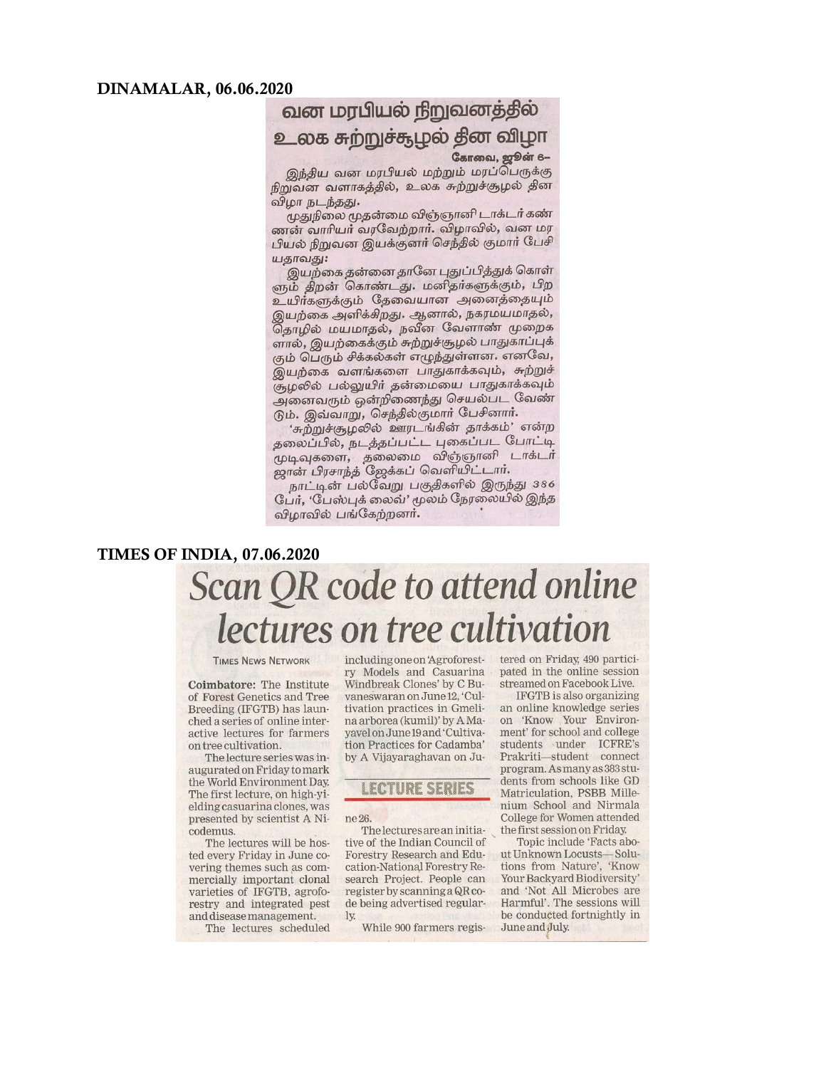**DINAMALAR, 06.06.2020**

# வன மரபியல் நிறுவனத்தில் உலக சுற்றுச்சூழல் தின விழா

**கோவை, ஜூன் 6–**

இந்திய வன மரபியல் மற்றும் மரப்பெருக்கு நிறுவன வளாகத்தில், உலக சுற்றுச்சூழல் தின விழா நடந்தது.

முதுநிலை முதன்மை விஞ்ஞானி டாக்டர் கண்ணன் வாரியர் வரவேற்றார். விழாவில், வன மரபியல் நிறுவன இயக்குனர் செந்தில் குமார் பேசியதாவது:

இயற்கை தன்னை தானே புதுப்பித்துக் கொள்ளும் திறன் கொண்டது. மனிதர்களுக்கும், பிற உயிர்களுக்கும் தேவையான அனைத்தையும் இயற்கை அளிக்கிறது. ஆனால், நகரமயமாதல், தொழில் மயமாதல், நவீன வேளாண் முறைகளால், இயற்கைக்கும் சுற்றுச்சூழல் பாதுகாப்புக்கும் பெரும் சிக்கல்கள் எழுந்துள்ளன. எனவே, இயற்கை வளங்களை பாதுகாக்கவும், சுற்றுச்சூழலில் பல்லுயிர் தன்மையை பாதுகாக்கவும் அனைவரும் ஒன்றிணைந்து செயல்பட வேண்டும். இவ்வாறு, செந்தில்குமார் பேசினார்.

'சுற்றுச்சூழலில் ஊரடங்கின் தாக்கம்' என்ற தலைப்பில், நடத்தப்பட்ட புகைப்பட போட்டி முடிவுகளை, தலைமை விஞ்ஞானி டாக்டர் ஜான் பிரசாந்த் ஜேக்கப் வெளியிட்டார்.

நாட்டின் பல்வேறு பகுதிகளில் இருந்து 386 பேர், 'பேஸ்புக் லைவ்' மூலம் நேரலையில் இந்த விழாவில் பங்கேற்றனர்.

**TIMES OF INDIA, 07.06.2020**

# Scan QR code to attend online lectures on tree cultivation

TIMES NEWS NETWORK

**Coimbatore:** The Institute of Forest Genetics and Tree Breeding (IFGTB) has launched a series of online interactive lectures for farmers on tree cultivation.

The lecture series was inaugurated on Friday to mark the World Environment Day. The first lecture, on high-yielding casuarina clones, was presented by scientist A Nicodemus.

The lectures will be hosted every Friday in June covering themes such as commercially important clonal varieties of IFGTB, agroforestry and integrated pest and disease management.

The lectures scheduled including one on 'Agroforestry Models and Casuarina Windbreak Clones' by C Buvaneswaran on June 12, 'Cultivation practices in Gmelina arborea (kumil)' by A Mayavel on June 19 and 'Cultivation Practices for Cadamba' by A Vijayaraghavan on June 26.

**LECTURE SERIES**

The lectures are an initiative of the Indian Council of Forestry Research and Education-National Forestry Research Project. People can register by scanning a QR code being advertised regularly.

While 900 farmers registered on Friday, 490 participated in the online session streamed on Facebook Live.

IFGTB is also organizing an online knowledge series on 'Know Your Environment' for school and college students under ICFRE's Prakriti—student connect program. As many as 383 students from schools like GD Matriculation, PSBB Millenium School and Nirmala College for Women attended the first session on Friday.

Topic include 'Facts about Unknown Locusts— Solutions from Nature', 'Know Your Backyard Biodiversity' and 'Not All Microbes are Harmful'. The sessions will be conducted fortnightly in June and July.